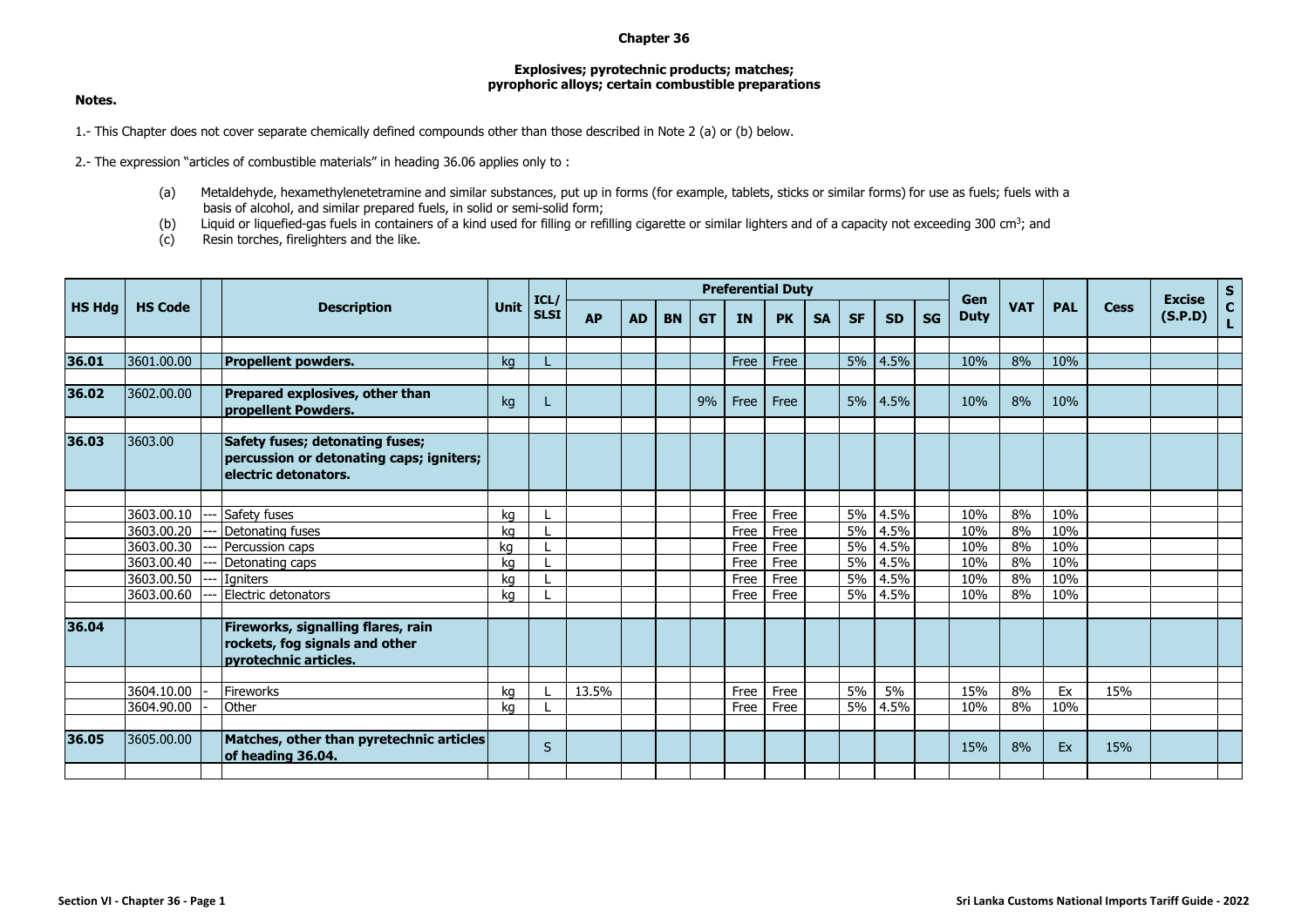# Chapter 36

## Explosives; pyrotechnic products; matches; pyrophoric alloys; certain combustible preparations

**Notes.**

1.- This Chapter does not cover separate chemically defined compounds other than those described in Note 2 (a) or (b) below.

2.- The expression "articles of combustible materials" in heading 36.06 applies only to :

(a) Metaldehyde, hexamethylenetetramine and similar substances, put up in forms (for example, tablets, sticks or similar forms) for use as fuels; fuels with a basis of alcohol, and similar prepared fuels, in solid or semi-solid form;

(b) Liquid or liquefied-gas fuels in containers of a kind used for filling or refilling cigarette or similar lighters and of a capacity not exceeding 300 cm$^3$; and

(c) Resin torches, firelighters and the like.

| HS Hdg | HS Code | | Description | Unit | ICL/ SLSI | Preferential Duty | | | | | | | | | | Gen Duty | VAT | PAL | Cess | Excise (S.P.D) | SCL |
|---|---|---|---|---|---|---|---|---|---|---|---|---|---|---|---|---|---|---|---|---|---|
| | | | | | | AP | AD | BN | GT | IN | PK | SA | SF | SD | SG | | | | | | |
| 36.01 | 3601.00.00 | | **Propellent powders.** | kg | L | | | | | Free | Free | | 5% | 4.5% | | 10% | 8% | 10% | | | |
| 36.02 | 3602.00.00 | | **Prepared explosives, other than propellent Powders.** | kg | L | | | | 9% | Free | Free | | 5% | 4.5% | | 10% | 8% | 10% | | | |
| 36.03 | 3603.00 | | **Safety fuses; detonating fuses; percussion or detonating caps; igniters; electric detonators.** | | | | | | | | | | | | | | | | | | |
| | 3603.00.10 | --- | Safety fuses | kg | L | | | | | Free | Free | | 5% | 4.5% | | 10% | 8% | 10% | | | |
| | 3603.00.20 | --- | Detonating fuses | kg | L | | | | | Free | Free | | 5% | 4.5% | | 10% | 8% | 10% | | | |
| | 3603.00.30 | --- | Percussion caps | kg | L | | | | | Free | Free | | 5% | 4.5% | | 10% | 8% | 10% | | | |
| | 3603.00.40 | --- | Detonating caps | kg | L | | | | | Free | Free | | 5% | 4.5% | | 10% | 8% | 10% | | | |
| | 3603.00.50 | --- | Igniters | kg | L | | | | | Free | Free | | 5% | 4.5% | | 10% | 8% | 10% | | | |
| | 3603.00.60 | --- | Electric detonators | kg | L | | | | | Free | Free | | 5% | 4.5% | | 10% | 8% | 10% | | | |
| 36.04 | | | **Fireworks, signalling flares, rain rockets, fog signals and other pyrotechnic articles.** | | | | | | | | | | | | | | | | | | |
| | 3604.10.00 | - | Fireworks | kg | L | 13.5% | | | | Free | Free | | 5% | 5% | | 15% | 8% | Ex | 15% | | |
| | 3604.90.00 | - | Other | kg | L | | | | | Free | Free | | 5% | 4.5% | | 10% | 8% | 10% | | | |
| 36.05 | 3605.00.00 | | **Matches, other than pyretechnic articles of heading 36.04.** | | S | | | | | | | | | | | 15% | 8% | Ex | 15% | | |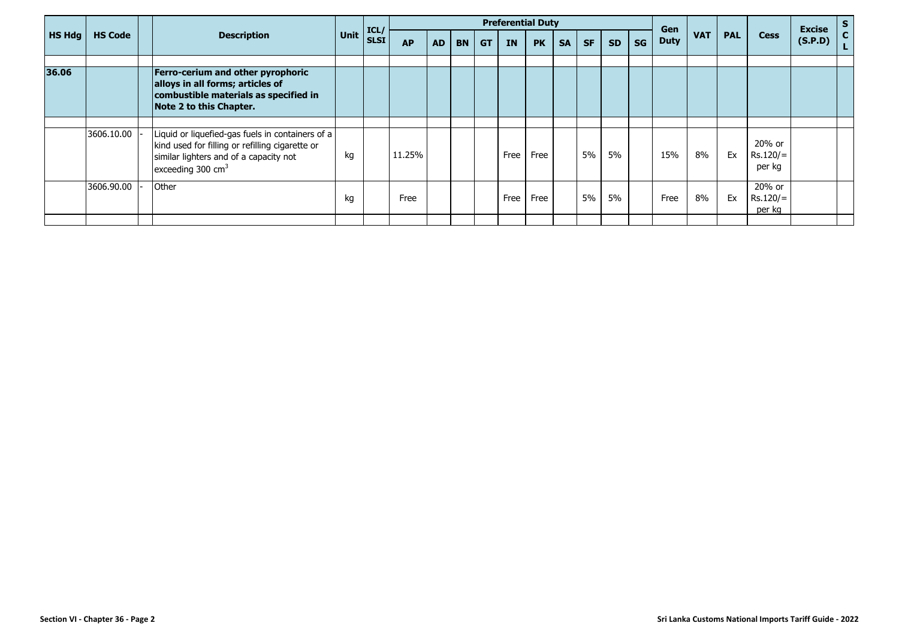| HS Hdg | HS Code | | Description | Unit | ICL/ SLSI | Preferential Duty | | | | | | | | | | Gen Duty | VAT | PAL | Cess | Excise (S.P.D) | SCL |
|---|---|---|---|---|---|---|---|---|---|---|---|---|---|---|---|---|---|---|---|---|---|
| | | | | | | AP | AD | BN | GT | IN | PK | SA | SF | SD | SG | | | | | | |
| **36.06** | | | **Ferro-cerium and other pyrophoric alloys in all forms; articles of combustible materials as specified in Note 2 to this Chapter.** | | | | | | | | | | | | | | | | | | |
| | 3606.10.00 | - | Liquid or liquefied-gas fuels in containers of a kind used for filling or refilling cigarette or similar lighters and of a capacity not exceeding 300 $cm^3$ | kg | | 11.25% | | | | Free | Free | | 5% | 5% | | 15% | 8% | Ex | 20% or Rs.120/= per kg | | |
| | 3606.90.00 | - | Other | kg | | Free | | | | Free | Free | | 5% | 5% | | Free | 8% | Ex | 20% or Rs.120/= per kg | | |